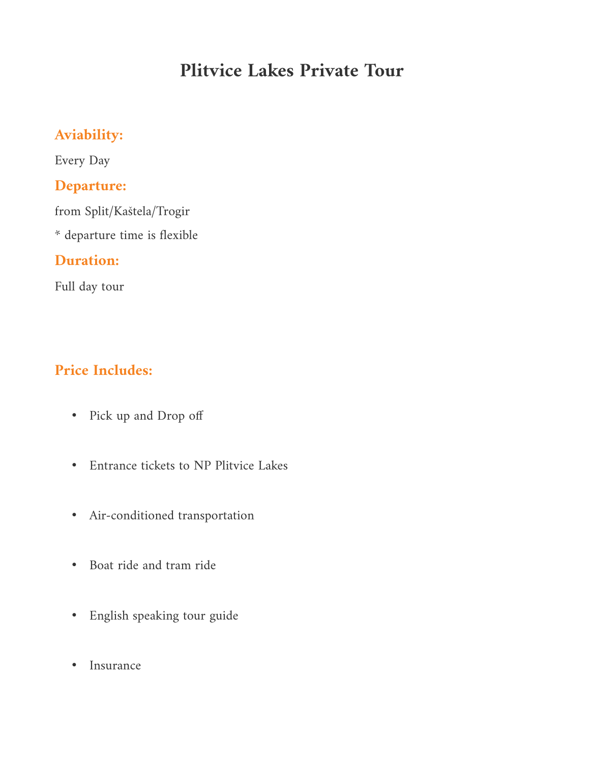# Plitvice Lakes Private Tour

## Aviability:

Every Day

## Departure:

from Split/Kaštela/Trogir

* departure time is flexible

## Duration:

Full day tour

## Price Includes:

- Pick up and Drop off
- Entrance tickets to NP Plitvice Lakes
- Air-conditioned transportation
- Boat ride and tram ride
- English speaking tour guide
- Insurance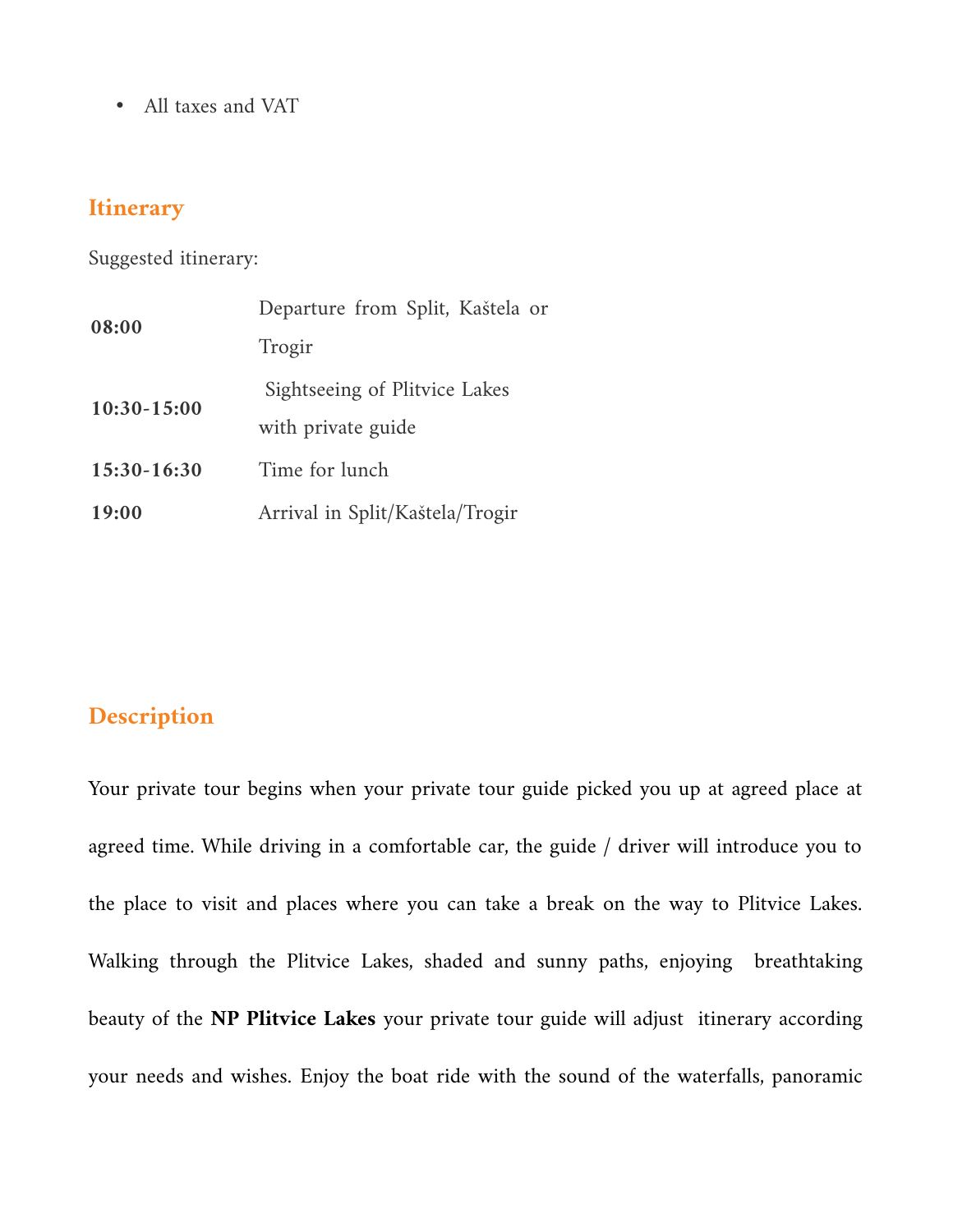- All taxes and VAT

## Itinerary

Suggested itinerary:

| | |
|---|---|
| **08:00** | Departure from Split, Kaštela or Trogir |
| **10:30-15:00** | Sightseeing of Plitvice Lakes with private guide |
| **15:30-16:30** | Time for lunch |
| **19:00** | Arrival in Split/Kaštela/Trogir |

## Description

Your private tour begins when your private tour guide picked you up at agreed place at agreed time. While driving in a comfortable car, the guide / driver will introduce you to the place to visit and places where you can take a break on the way to Plitvice Lakes. Walking through the Plitvice Lakes, shaded and sunny paths, enjoying breathtaking beauty of the **NP Plitvice Lakes** your private tour guide will adjust itinerary according your needs and wishes. Enjoy the boat ride with the sound of the waterfalls, panoramic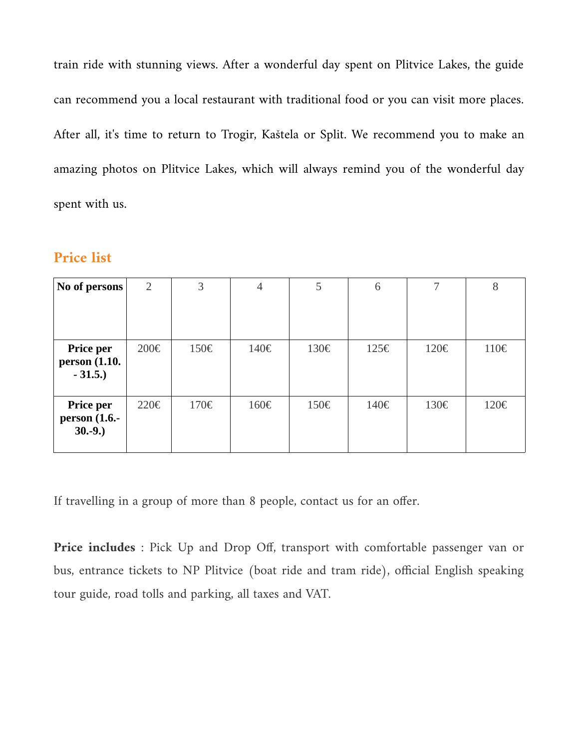train ride with stunning views. After a wonderful day spent on Plitvice Lakes, the guide can recommend you a local restaurant with traditional food or you can visit more places. After all, it's time to return to Trogir, Kaštela or Split. We recommend you to make an amazing photos on Plitvice Lakes, which will always remind you of the wonderful day spent with us.

## Price list

| **No of persons** | 2 | 3 | 4 | 5 | 6 | 7 | 8 |
|---|---|---|---|---|---|---|---|
| **Price per person (1.10. - 31.5.)** | 200€ | 150€ | 140€ | 130€ | 125€ | 120€ | 110€ |
| **Price per person (1.6.- 30.-9.)** | 220€ | 170€ | 160€ | 150€ | 140€ | 130€ | 120€ |

If travelling in a group of more than 8 people, contact us for an offer.

**Price includes** : Pick Up and Drop Off, transport with comfortable passenger van or bus, entrance tickets to NP Plitvice (boat ride and tram ride), official English speaking tour guide, road tolls and parking, all taxes and VAT.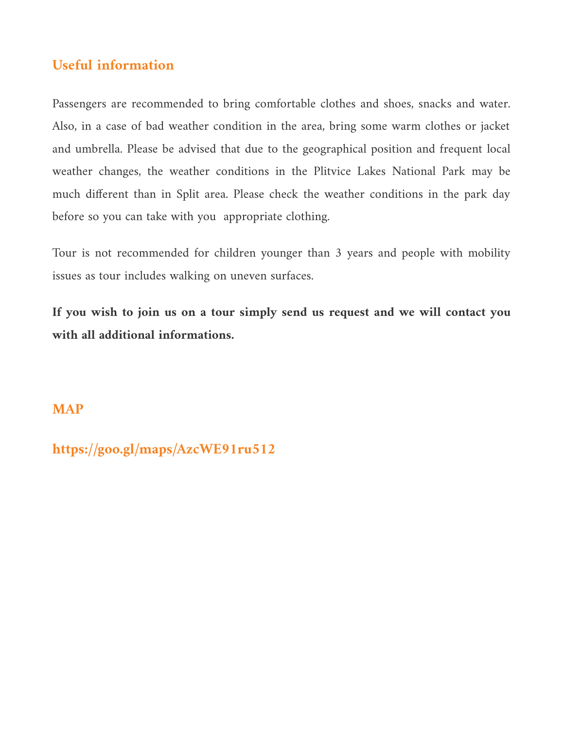## Useful information

Passengers are recommended to bring comfortable clothes and shoes, snacks and water. Also, in a case of bad weather condition in the area, bring some warm clothes or jacket and umbrella. Please be advised that due to the geographical position and frequent local weather changes, the weather conditions in the Plitvice Lakes National Park may be much different than in Split area. Please check the weather conditions in the park day before so you can take with you appropriate clothing.

Tour is not recommended for children younger than 3 years and people with mobility issues as tour includes walking on uneven surfaces.

**If you wish to join us on a tour simply send us request and we will contact you with all additional informations.**

## MAP

**https://goo.gl/maps/AzcWE91ru512**